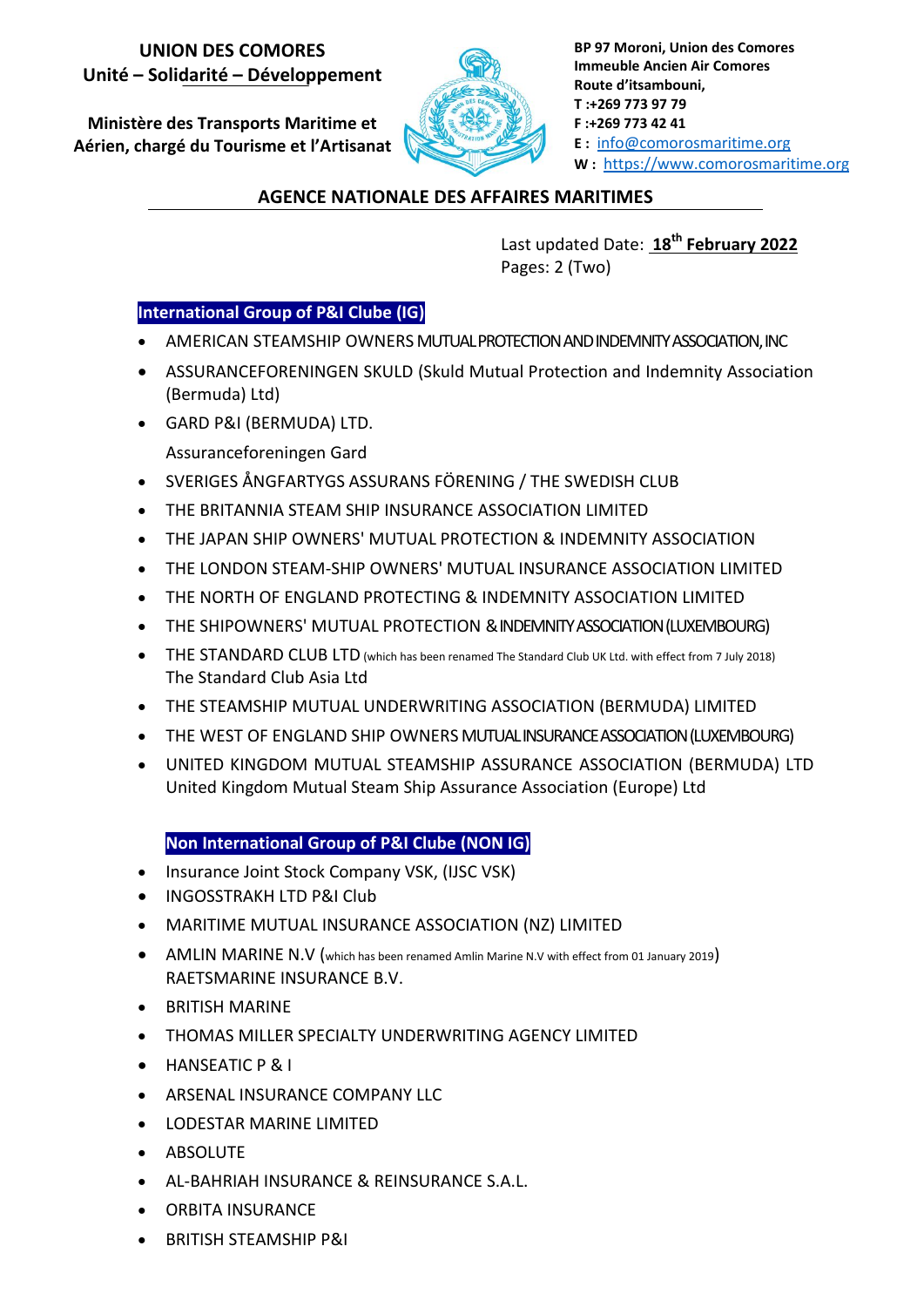**UNION DES COMORES**
**Unité – Solidarité – Développement**

**Ministère des Transports Maritime et Aérien, chargé du Tourisme et l'Artisanat**

**BP 97 Moroni, Union des Comores**
**Immeuble Ancien Air Comores**
**Route d'itsambouni,**
**T :+269 773 97 79**
**F :+269 773 42 41**
**E :** info@comorosmaritime.org
**W :** https://www.comorosmaritime.org

## AGENCE NATIONALE DES AFFAIRES MARITIMES

Last updated Date: **18th February 2022**
Pages: 2 (Two)

### International Group of P&I Clube (IG)

- AMERICAN STEAMSHIP OWNERS MUTUAL PROTECTION AND INDEMNITY ASSOCIATION, INC
- ASSURANCEFORENINGEN SKULD (Skuld Mutual Protection and Indemnity Association (Bermuda) Ltd)
- GARD P&I (BERMUDA) LTD.
  Assuranceforeningen Gard
- SVERIGES ÅNGFARTYGS ASSURANS FÖRENING / THE SWEDISH CLUB
- THE BRITANNIA STEAM SHIP INSURANCE ASSOCIATION LIMITED
- THE JAPAN SHIP OWNERS' MUTUAL PROTECTION & INDEMNITY ASSOCIATION
- THE LONDON STEAM-SHIP OWNERS' MUTUAL INSURANCE ASSOCIATION LIMITED
- THE NORTH OF ENGLAND PROTECTING & INDEMNITY ASSOCIATION LIMITED
- THE SHIPOWNERS' MUTUAL PROTECTION & INDEMNITY ASSOCIATION (LUXEMBOURG)
- THE STANDARD CLUB LTD (which has been renamed The Standard Club UK Ltd. with effect from 7 July 2018)
  The Standard Club Asia Ltd
- THE STEAMSHIP MUTUAL UNDERWRITING ASSOCIATION (BERMUDA) LIMITED
- THE WEST OF ENGLAND SHIP OWNERS MUTUAL INSURANCE ASSOCIATION (LUXEMBOURG)
- UNITED KINGDOM MUTUAL STEAMSHIP ASSURANCE ASSOCIATION (BERMUDA) LTD
  United Kingdom Mutual Steam Ship Assurance Association (Europe) Ltd

### Non International Group of P&I Clube (NON IG)

- Insurance Joint Stock Company VSK, (IJSC VSK)
- INGOSSTRAKH LTD P&I Club
- MARITIME MUTUAL INSURANCE ASSOCIATION (NZ) LIMITED
- AMLIN MARINE N.V (which has been renamed Amlin Marine N.V with effect from 01 January 2019)
  RAETSMARINE INSURANCE B.V.
- BRITISH MARINE
- THOMAS MILLER SPECIALTY UNDERWRITING AGENCY LIMITED
- HANSEATIC P & I
- ARSENAL INSURANCE COMPANY LLC
- LODESTAR MARINE LIMITED
- ABSOLUTE
- AL-BAHRIAH INSURANCE & REINSURANCE S.A.L.
- ORBITA INSURANCE
- BRITISH STEAMSHIP P&I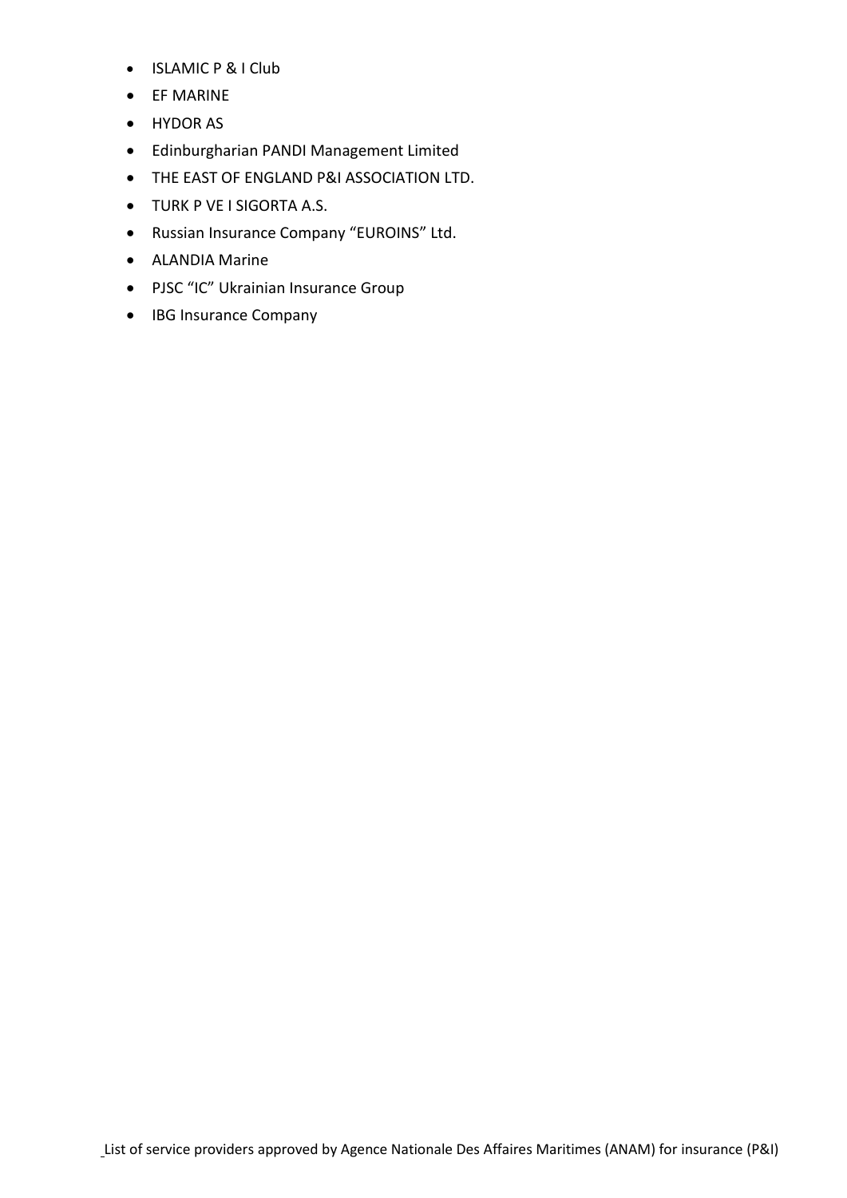- ISLAMIC P & I Club
- EF MARINE
- HYDOR AS
- Edinburgharian PANDI Management Limited
- THE EAST OF ENGLAND P&I ASSOCIATION LTD.
- TURK P VE I SIGORTA A.S.
- Russian Insurance Company “EUROINS” Ltd.
- ALANDIA Marine
- PJSC “IC” Ukrainian Insurance Group
- IBG Insurance Company